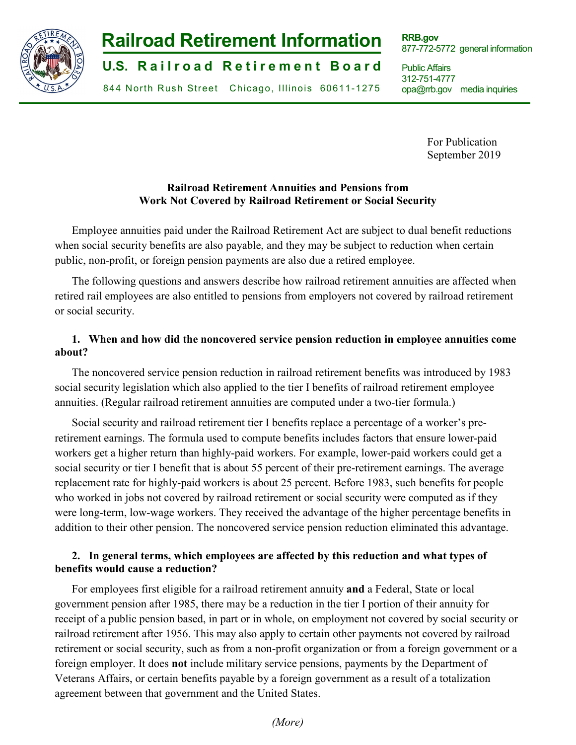# Railroad Retirement Information

**U.S. Railroad Retirement Board**

844 North Rush Street Chicago, Illinois 60611-1275

**RRB.gov**
877-772-5772 general information

Public Affairs
312-751-4777
opa@rrb.gov media inquiries

For Publication
September 2019

**Railroad Retirement Annuities and Pensions from Work Not Covered by Railroad Retirement or Social Security**

Employee annuities paid under the Railroad Retirement Act are subject to dual benefit reductions when social security benefits are also payable, and they may be subject to reduction when certain public, non-profit, or foreign pension payments are also due a retired employee.

The following questions and answers describe how railroad retirement annuities are affected when retired rail employees are also entitled to pensions from employers not covered by railroad retirement or social security.

**1. When and how did the noncovered service pension reduction in employee annuities come about?**

The noncovered service pension reduction in railroad retirement benefits was introduced by 1983 social security legislation which also applied to the tier I benefits of railroad retirement employee annuities. (Regular railroad retirement annuities are computed under a two-tier formula.)

Social security and railroad retirement tier I benefits replace a percentage of a worker's pre-retirement earnings. The formula used to compute benefits includes factors that ensure lower-paid workers get a higher return than highly-paid workers. For example, lower-paid workers could get a social security or tier I benefit that is about 55 percent of their pre-retirement earnings. The average replacement rate for highly-paid workers is about 25 percent. Before 1983, such benefits for people who worked in jobs not covered by railroad retirement or social security were computed as if they were long-term, low-wage workers. They received the advantage of the higher percentage benefits in addition to their other pension. The noncovered service pension reduction eliminated this advantage.

**2. In general terms, which employees are affected by this reduction and what types of benefits would cause a reduction?**

For employees first eligible for a railroad retirement annuity **and** a Federal, State or local government pension after 1985, there may be a reduction in the tier I portion of their annuity for receipt of a public pension based, in part or in whole, on employment not covered by social security or railroad retirement after 1956. This may also apply to certain other payments not covered by railroad retirement or social security, such as from a non-profit organization or from a foreign government or a foreign employer. It does **not** include military service pensions, payments by the Department of Veterans Affairs, or certain benefits payable by a foreign government as a result of a totalization agreement between that government and the United States.

*(More)*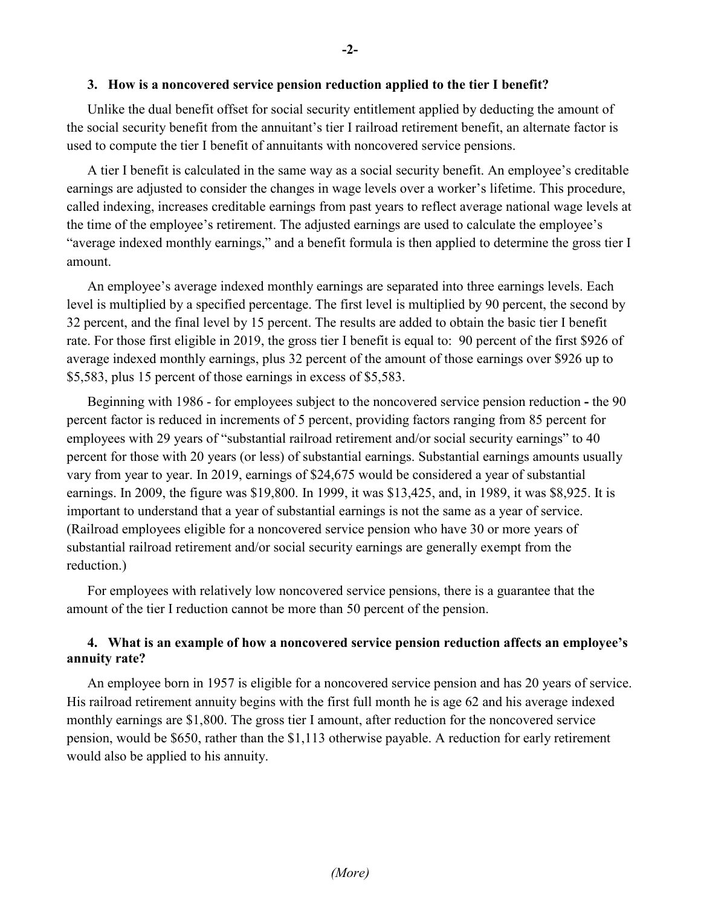**3. How is a noncovered service pension reduction applied to the tier I benefit?**

Unlike the dual benefit offset for social security entitlement applied by deducting the amount of the social security benefit from the annuitant's tier I railroad retirement benefit, an alternate factor is used to compute the tier I benefit of annuitants with noncovered service pensions.

A tier I benefit is calculated in the same way as a social security benefit. An employee's creditable earnings are adjusted to consider the changes in wage levels over a worker's lifetime. This procedure, called indexing, increases creditable earnings from past years to reflect average national wage levels at the time of the employee's retirement. The adjusted earnings are used to calculate the employee's "average indexed monthly earnings," and a benefit formula is then applied to determine the gross tier I amount.

An employee's average indexed monthly earnings are separated into three earnings levels. Each level is multiplied by a specified percentage. The first level is multiplied by 90 percent, the second by 32 percent, and the final level by 15 percent. The results are added to obtain the basic tier I benefit rate. For those first eligible in 2019, the gross tier I benefit is equal to: 90 percent of the first $926 of average indexed monthly earnings, plus 32 percent of the amount of those earnings over $926 up to $5,583, plus 15 percent of those earnings in excess of $5,583.

Beginning with 1986 - for employees subject to the noncovered service pension reduction **-** the 90 percent factor is reduced in increments of 5 percent, providing factors ranging from 85 percent for employees with 29 years of "substantial railroad retirement and/or social security earnings" to 40 percent for those with 20 years (or less) of substantial earnings. Substantial earnings amounts usually vary from year to year. In 2019, earnings of $24,675 would be considered a year of substantial earnings. In 2009, the figure was $19,800. In 1999, it was $13,425, and, in 1989, it was $8,925. It is important to understand that a year of substantial earnings is not the same as a year of service. (Railroad employees eligible for a noncovered service pension who have 30 or more years of substantial railroad retirement and/or social security earnings are generally exempt from the reduction.)

For employees with relatively low noncovered service pensions, there is a guarantee that the amount of the tier I reduction cannot be more than 50 percent of the pension.

**4. What is an example of how a noncovered service pension reduction affects an employee's annuity rate?**

An employee born in 1957 is eligible for a noncovered service pension and has 20 years of service. His railroad retirement annuity begins with the first full month he is age 62 and his average indexed monthly earnings are $1,800. The gross tier I amount, after reduction for the noncovered service pension, would be $650, rather than the $1,113 otherwise payable. A reduction for early retirement would also be applied to his annuity.

*(More)*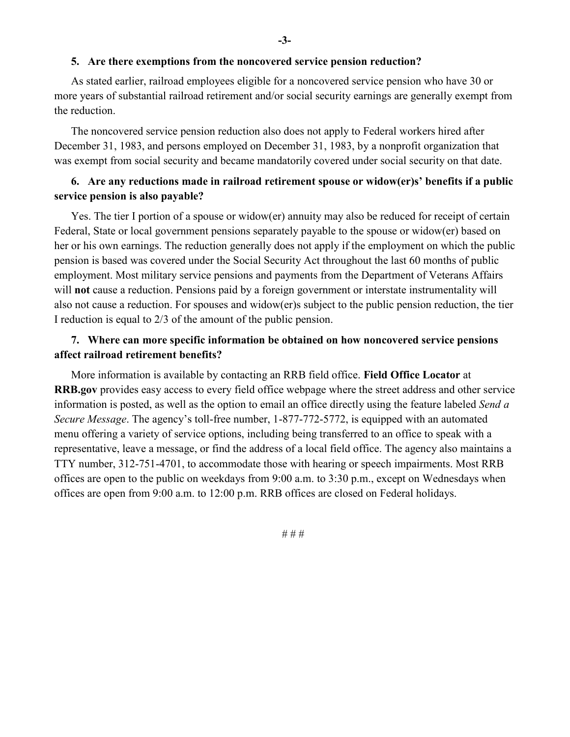### 5. Are there exemptions from the noncovered service pension reduction?

As stated earlier, railroad employees eligible for a noncovered service pension who have 30 or more years of substantial railroad retirement and/or social security earnings are generally exempt from the reduction.

The noncovered service pension reduction also does not apply to Federal workers hired after December 31, 1983, and persons employed on December 31, 1983, by a nonprofit organization that was exempt from social security and became mandatorily covered under social security on that date.

### 6. Are any reductions made in railroad retirement spouse or widow(er)s' benefits if a public service pension is also payable?

Yes. The tier I portion of a spouse or widow(er) annuity may also be reduced for receipt of certain Federal, State or local government pensions separately payable to the spouse or widow(er) based on her or his own earnings. The reduction generally does not apply if the employment on which the public pension is based was covered under the Social Security Act throughout the last 60 months of public employment. Most military service pensions and payments from the Department of Veterans Affairs will **not** cause a reduction. Pensions paid by a foreign government or interstate instrumentality will also not cause a reduction. For spouses and widow(er)s subject to the public pension reduction, the tier I reduction is equal to 2/3 of the amount of the public pension.

### 7. Where can more specific information be obtained on how noncovered service pensions affect railroad retirement benefits?

More information is available by contacting an RRB field office. **Field Office Locator** at **RRB.gov** provides easy access to every field office webpage where the street address and other service information is posted, as well as the option to email an office directly using the feature labeled *Send a Secure Message*. The agency's toll-free number, 1-877-772-5772, is equipped with an automated menu offering a variety of service options, including being transferred to an office to speak with a representative, leave a message, or find the address of a local field office. The agency also maintains a TTY number, 312-751-4701, to accommodate those with hearing or speech impairments. Most RRB offices are open to the public on weekdays from 9:00 a.m. to 3:30 p.m., except on Wednesdays when offices are open from 9:00 a.m. to 12:00 p.m. RRB offices are closed on Federal holidays.

# # #